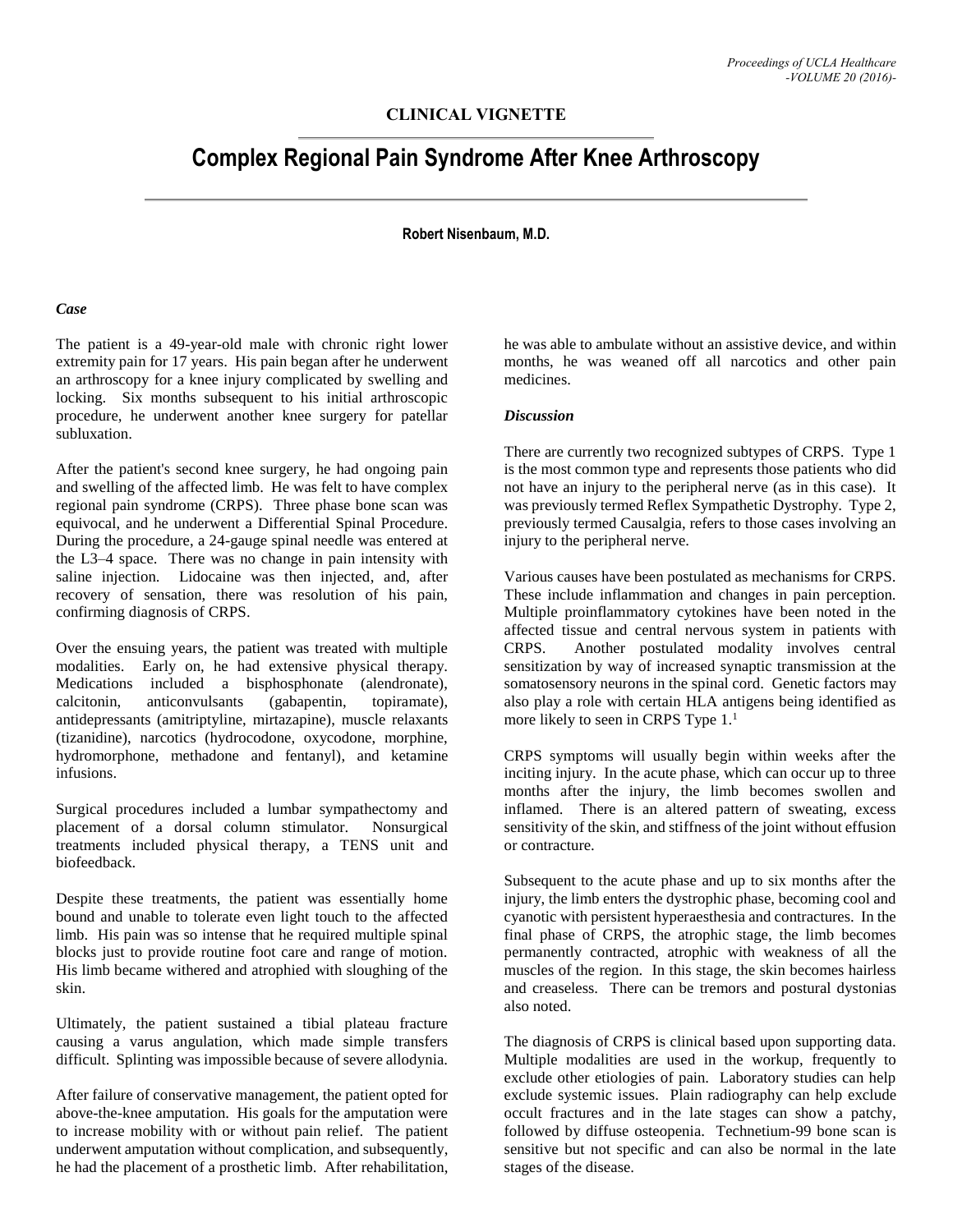**CLINICAL VIGNETTE**

# Complex Regional Pain Syndrome After Knee Arthroscopy

**Robert Nisenbaum, M.D.**

### *Case*

The patient is a 49-year-old male with chronic right lower extremity pain for 17 years. His pain began after he underwent an arthroscopy for a knee injury complicated by swelling and locking. Six months subsequent to his initial arthroscopic procedure, he underwent another knee surgery for patellar subluxation.

After the patient's second knee surgery, he had ongoing pain and swelling of the affected limb. He was felt to have complex regional pain syndrome (CRPS). Three phase bone scan was equivocal, and he underwent a Differential Spinal Procedure. During the procedure, a 24-gauge spinal needle was entered at the L3–4 space. There was no change in pain intensity with saline injection. Lidocaine was then injected, and, after recovery of sensation, there was resolution of his pain, confirming diagnosis of CRPS.

Over the ensuing years, the patient was treated with multiple modalities. Early on, he had extensive physical therapy. Medications included a bisphosphonate (alendronate), calcitonin, anticonvulsants (gabapentin, topiramate), antidepressants (amitriptyline, mirtazapine), muscle relaxants (tizanidine), narcotics (hydrocodone, oxycodone, morphine, hydromorphone, methadone and fentanyl), and ketamine infusions.

Surgical procedures included a lumbar sympathectomy and placement of a dorsal column stimulator. Nonsurgical treatments included physical therapy, a TENS unit and biofeedback.

Despite these treatments, the patient was essentially home bound and unable to tolerate even light touch to the affected limb. His pain was so intense that he required multiple spinal blocks just to provide routine foot care and range of motion. His limb became withered and atrophied with sloughing of the skin.

Ultimately, the patient sustained a tibial plateau fracture causing a varus angulation, which made simple transfers difficult. Splinting was impossible because of severe allodynia.

After failure of conservative management, the patient opted for above-the-knee amputation. His goals for the amputation were to increase mobility with or without pain relief. The patient underwent amputation without complication, and subsequently, he had the placement of a prosthetic limb. After rehabilitation, he was able to ambulate without an assistive device, and within months, he was weaned off all narcotics and other pain medicines.

### *Discussion*

There are currently two recognized subtypes of CRPS. Type 1 is the most common type and represents those patients who did not have an injury to the peripheral nerve (as in this case). It was previously termed Reflex Sympathetic Dystrophy. Type 2, previously termed Causalgia, refers to those cases involving an injury to the peripheral nerve.

Various causes have been postulated as mechanisms for CRPS. These include inflammation and changes in pain perception. Multiple proinflammatory cytokines have been noted in the affected tissue and central nervous system in patients with CRPS. Another postulated modality involves central sensitization by way of increased synaptic transmission at the somatosensory neurons in the spinal cord. Genetic factors may also play a role with certain HLA antigens being identified as more likely to seen in CRPS Type 1.[1]

CRPS symptoms will usually begin within weeks after the inciting injury. In the acute phase, which can occur up to three months after the injury, the limb becomes swollen and inflamed. There is an altered pattern of sweating, excess sensitivity of the skin, and stiffness of the joint without effusion or contracture.

Subsequent to the acute phase and up to six months after the injury, the limb enters the dystrophic phase, becoming cool and cyanotic with persistent hyperaesthesia and contractures. In the final phase of CRPS, the atrophic stage, the limb becomes permanently contracted, atrophic with weakness of all the muscles of the region. In this stage, the skin becomes hairless and creaseless. There can be tremors and postural dystonias also noted.

The diagnosis of CRPS is clinical based upon supporting data. Multiple modalities are used in the workup, frequently to exclude other etiologies of pain. Laboratory studies can help exclude systemic issues. Plain radiography can help exclude occult fractures and in the late stages can show a patchy, followed by diffuse osteopenia. Technetium-99 bone scan is sensitive but not specific and can also be normal in the late stages of the disease.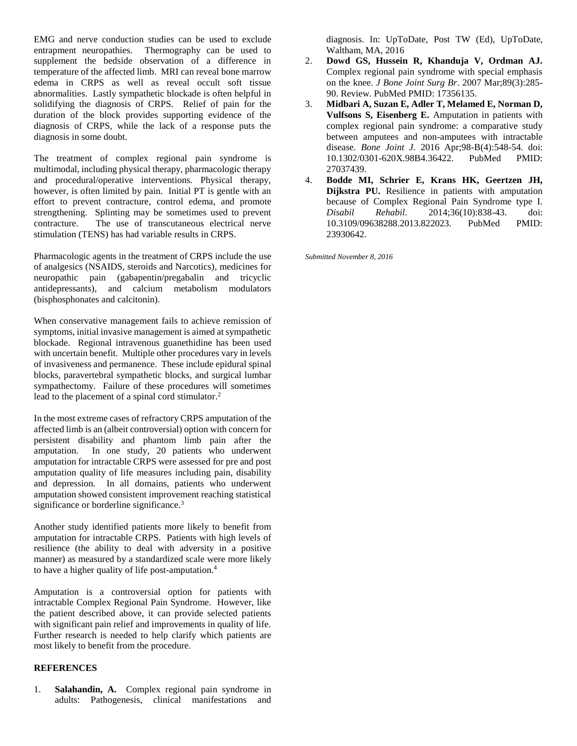EMG and nerve conduction studies can be used to exclude entrapment neuropathies. Thermography can be used to supplement the bedside observation of a difference in temperature of the affected limb. MRI can reveal bone marrow edema in CRPS as well as reveal occult soft tissue abnormalities. Lastly sympathetic blockade is often helpful in solidifying the diagnosis of CRPS. Relief of pain for the duration of the block provides supporting evidence of the diagnosis of CRPS, while the lack of a response puts the diagnosis in some doubt.

The treatment of complex regional pain syndrome is multimodal, including physical therapy, pharmacologic therapy and procedural/operative interventions. Physical therapy, however, is often limited by pain. Initial PT is gentle with an effort to prevent contracture, control edema, and promote strengthening. Splinting may be sometimes used to prevent contracture. The use of transcutaneous electrical nerve stimulation (TENS) has had variable results in CRPS.

Pharmacologic agents in the treatment of CRPS include the use of analgesics (NSAIDS, steroids and Narcotics), medicines for neuropathic pain (gabapentin/pregabalin and tricyclic antidepressants), and calcium metabolism modulators (bisphosphonates and calcitonin).

When conservative management fails to achieve remission of symptoms, initial invasive management is aimed at sympathetic blockade. Regional intravenous guanethidine has been used with uncertain benefit. Multiple other procedures vary in levels of invasiveness and permanence. These include epidural spinal blocks, paravertebral sympathetic blocks, and surgical lumbar sympathectomy. Failure of these procedures will sometimes lead to the placement of a spinal cord stimulator.[2]

In the most extreme cases of refractory CRPS amputation of the affected limb is an (albeit controversial) option with concern for persistent disability and phantom limb pain after the amputation. In one study, 20 patients who underwent amputation for intractable CRPS were assessed for pre and post amputation quality of life measures including pain, disability and depression. In all domains, patients who underwent amputation showed consistent improvement reaching statistical significance or borderline significance.[3]

Another study identified patients more likely to benefit from amputation for intractable CRPS. Patients with high levels of resilience (the ability to deal with adversity in a positive manner) as measured by a standardized scale were more likely to have a higher quality of life post-amputation.[4]

Amputation is a controversial option for patients with intractable Complex Regional Pain Syndrome. However, like the patient described above, it can provide selected patients with significant pain relief and improvements in quality of life. Further research is needed to help clarify which patients are most likely to benefit from the procedure.

## REFERENCES

1. **Salahandin, A.** Complex regional pain syndrome in adults: Pathogenesis, clinical manifestations and diagnosis. In: UpToDate, Post TW (Ed), UpToDate, Waltham, MA, 2016
2. **Dowd GS, Hussein R, Khanduja V, Ordman AJ.** Complex regional pain syndrome with special emphasis on the knee. *J Bone Joint Surg Br*. 2007 Mar;89(3):285-90. Review. PubMed PMID: 17356135.
3. **Midbari A, Suzan E, Adler T, Melamed E, Norman D, Vulfsons S, Eisenberg E.** Amputation in patients with complex regional pain syndrome: a comparative study between amputees and non-amputees with intractable disease. *Bone Joint J*. 2016 Apr;98-B(4):548-54. doi: 10.1302/0301-620X.98B4.36422. PubMed PMID: 27037439.
4. **Bodde MI, Schrier E, Krans HK, Geertzen JH, Dijkstra PU.** Resilience in patients with amputation because of Complex Regional Pain Syndrome type I. *Disabil Rehabil*. 2014;36(10):838-43. doi: 10.3109/09638288.2013.822023. PubMed PMID: 23930642.

*Submitted November 8, 2016*